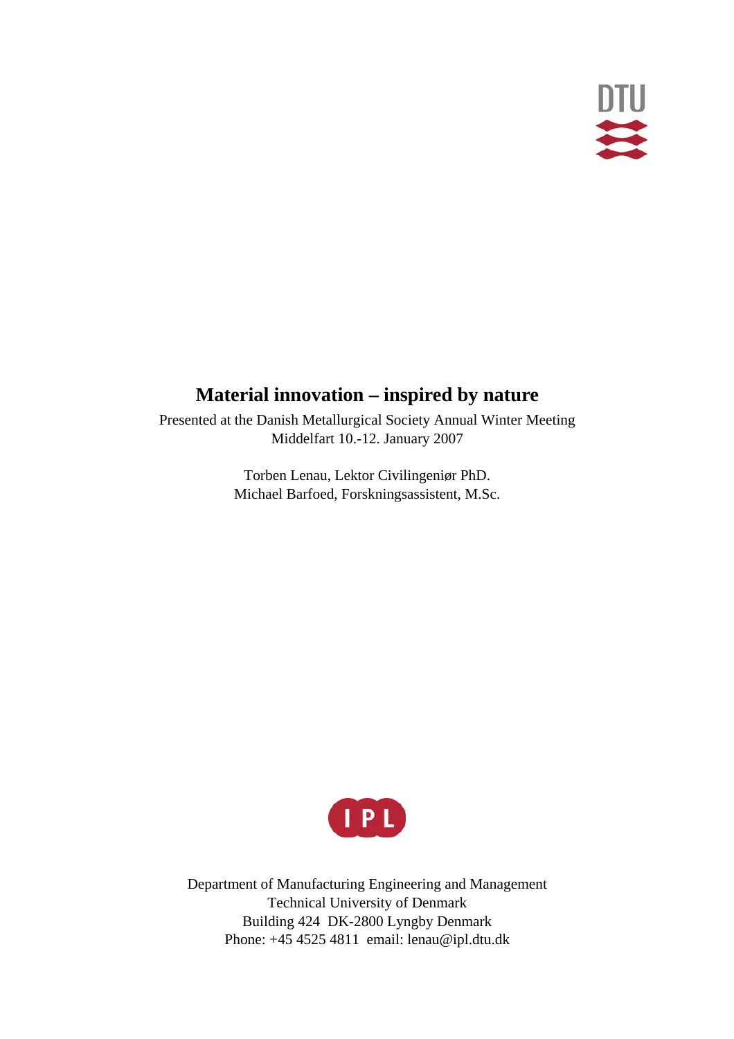# Material innovation – inspired by nature

Presented at the Danish Metallurgical Society Annual Winter Meeting
Middelfart 10.-12. January 2007

Torben Lenau, Lektor Civilingeniør PhD.
Michael Barfoed, Forskningsassistent, M.Sc.

Department of Manufacturing Engineering and Management
Technical University of Denmark
Building 424 DK-2800 Lyngby Denmark
Phone: +45 4525 4811 email: lenau@ipl.dtu.dk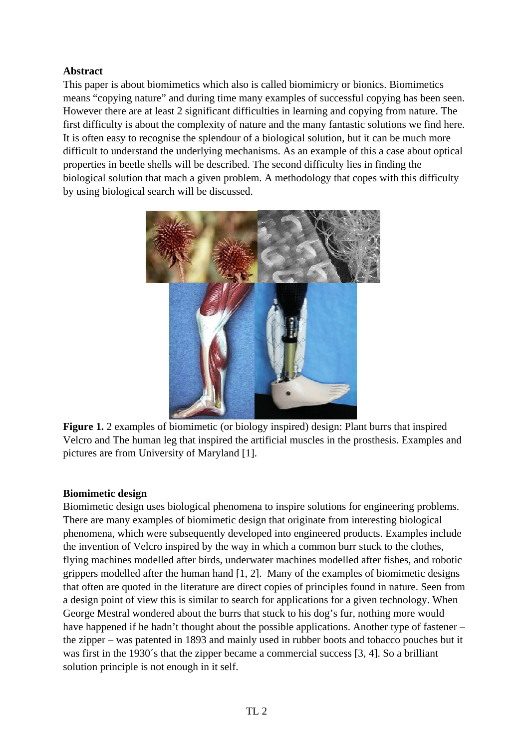## Abstract

This paper is about biomimetics which also is called biomimicry or bionics. Biomimetics means "copying nature" and during time many examples of successful copying has been seen. However there are at least 2 significant difficulties in learning and copying from nature. The first difficulty is about the complexity of nature and the many fantastic solutions we find here. It is often easy to recognise the splendour of a biological solution, but it can be much more difficult to understand the underlying mechanisms. As an example of this a case about optical properties in beetle shells will be described. The second difficulty lies in finding the biological solution that mach a given problem. A methodology that copes with this difficulty by using biological search will be discussed.

**Figure 1.** 2 examples of biomimetic (or biology inspired) design: Plant burrs that inspired Velcro and The human leg that inspired the artificial muscles in the prosthesis. Examples and pictures are from University of Maryland [1].

## Biomimetic design

Biomimetic design uses biological phenomena to inspire solutions for engineering problems. There are many examples of biomimetic design that originate from interesting biological phenomena, which were subsequently developed into engineered products. Examples include the invention of Velcro inspired by the way in which a common burr stuck to the clothes, flying machines modelled after birds, underwater machines modelled after fishes, and robotic grippers modelled after the human hand [1, 2]. Many of the examples of biomimetic designs that often are quoted in the literature are direct copies of principles found in nature. Seen from a design point of view this is similar to search for applications for a given technology. When George Mestral wondered about the burrs that stuck to his dog's fur, nothing more would have happened if he hadn't thought about the possible applications. Another type of fastener – the zipper – was patented in 1893 and mainly used in rubber boots and tobacco pouches but it was first in the 1930´s that the zipper became a commercial success [3, 4]. So a brilliant solution principle is not enough in it self.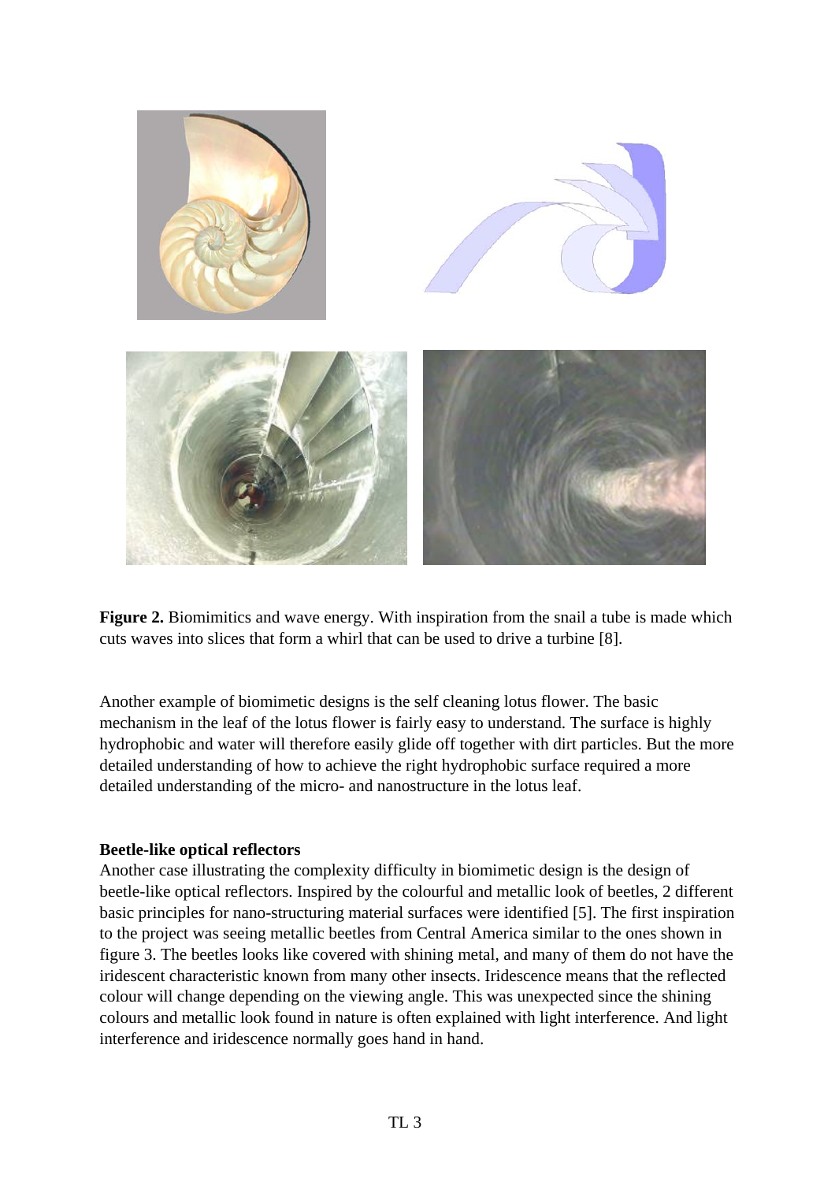**Figure 2.** Biomimitics and wave energy. With inspiration from the snail a tube is made which cuts waves into slices that form a whirl that can be used to drive a turbine [8].

Another example of biomimetic designs is the self cleaning lotus flower. The basic mechanism in the leaf of the lotus flower is fairly easy to understand. The surface is highly hydrophobic and water will therefore easily glide off together with dirt particles. But the more detailed understanding of how to achieve the right hydrophobic surface required a more detailed understanding of the micro- and nanostructure in the lotus leaf.

**Beetle-like optical reflectors**

Another case illustrating the complexity difficulty in biomimetic design is the design of beetle-like optical reflectors. Inspired by the colourful and metallic look of beetles, 2 different basic principles for nano-structuring material surfaces were identified [5]. The first inspiration to the project was seeing metallic beetles from Central America similar to the ones shown in figure 3. The beetles looks like covered with shining metal, and many of them do not have the iridescent characteristic known from many other insects. Iridescence means that the reflected colour will change depending on the viewing angle. This was unexpected since the shining colours and metallic look found in nature is often explained with light interference. And light interference and iridescence normally goes hand in hand.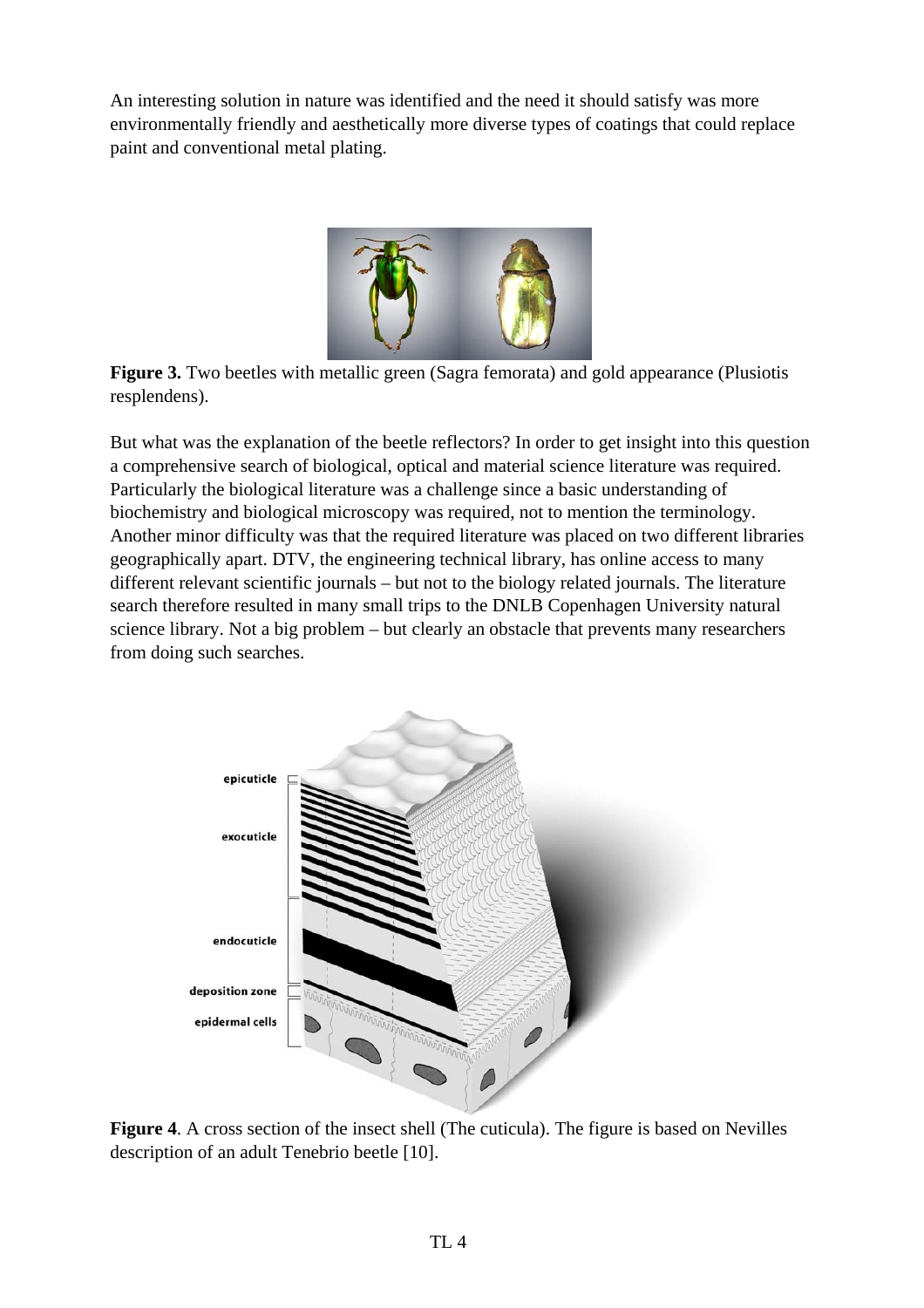An interesting solution in nature was identified and the need it should satisfy was more environmentally friendly and aesthetically more diverse types of coatings that could replace paint and conventional metal plating.

**Figure 3.** Two beetles with metallic green (Sagra femorata) and gold appearance (Plusiotis resplendens).

But what was the explanation of the beetle reflectors? In order to get insight into this question a comprehensive search of biological, optical and material science literature was required. Particularly the biological literature was a challenge since a basic understanding of biochemistry and biological microscopy was required, not to mention the terminology. Another minor difficulty was that the required literature was placed on two different libraries geographically apart. DTV, the engineering technical library, has online access to many different relevant scientific journals – but not to the biology related journals. The literature search therefore resulted in many small trips to the DNLB Copenhagen University natural science library. Not a big problem – but clearly an obstacle that prevents many researchers from doing such searches.

**Figure 4**. A cross section of the insect shell (The cuticula). The figure is based on Nevilles description of an adult Tenebrio beetle [10].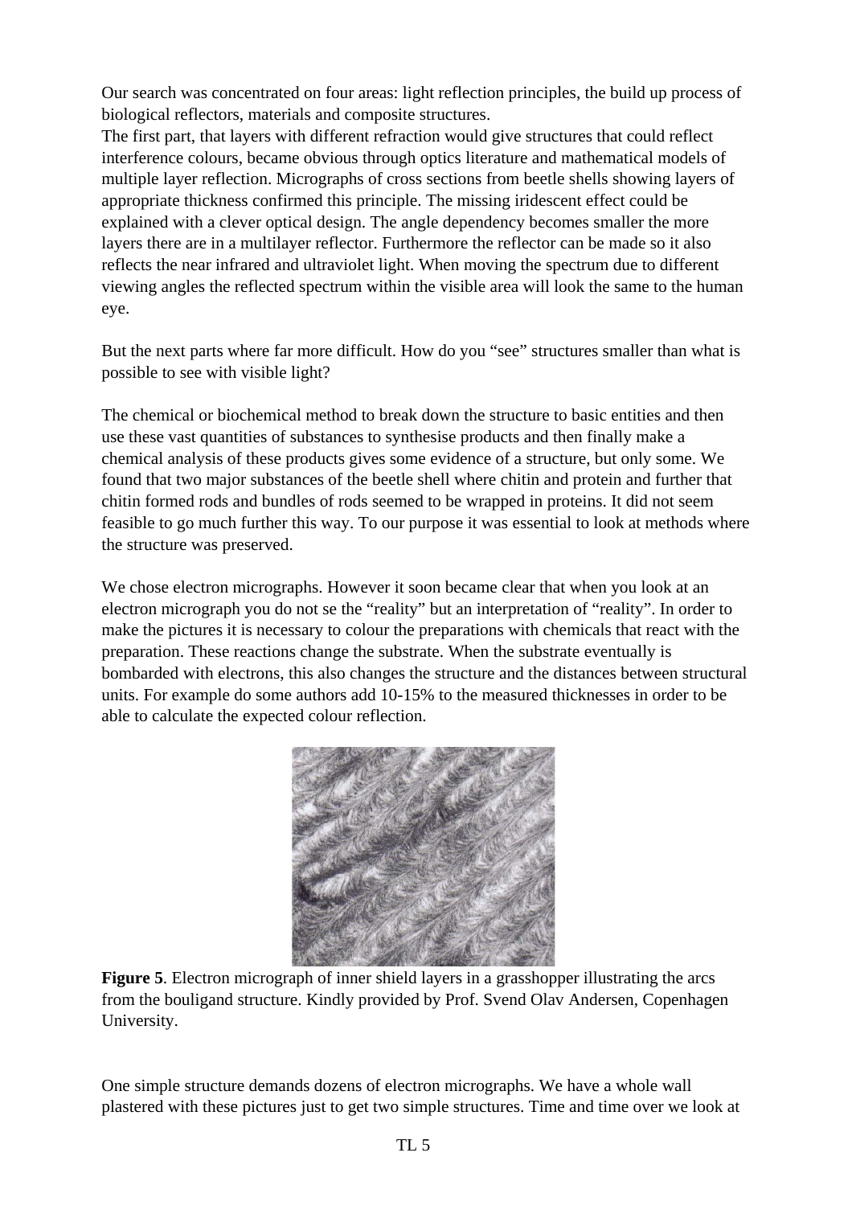Our search was concentrated on four areas: light reflection principles, the build up process of biological reflectors, materials and composite structures.
The first part, that layers with different refraction would give structures that could reflect interference colours, became obvious through optics literature and mathematical models of multiple layer reflection. Micrographs of cross sections from beetle shells showing layers of appropriate thickness confirmed this principle. The missing iridescent effect could be explained with a clever optical design. The angle dependency becomes smaller the more layers there are in a multilayer reflector. Furthermore the reflector can be made so it also reflects the near infrared and ultraviolet light. When moving the spectrum due to different viewing angles the reflected spectrum within the visible area will look the same to the human eye.

But the next parts where far more difficult. How do you "see" structures smaller than what is possible to see with visible light?

The chemical or biochemical method to break down the structure to basic entities and then use these vast quantities of substances to synthesise products and then finally make a chemical analysis of these products gives some evidence of a structure, but only some. We found that two major substances of the beetle shell where chitin and protein and further that chitin formed rods and bundles of rods seemed to be wrapped in proteins. It did not seem feasible to go much further this way. To our purpose it was essential to look at methods where the structure was preserved.

We chose electron micrographs. However it soon became clear that when you look at an electron micrograph you do not se the "reality" but an interpretation of "reality". In order to make the pictures it is necessary to colour the preparations with chemicals that react with the preparation. These reactions change the substrate. When the substrate eventually is bombarded with electrons, this also changes the structure and the distances between structural units. For example do some authors add 10-15% to the measured thicknesses in order to be able to calculate the expected colour reflection.

**Figure 5**. Electron micrograph of inner shield layers in a grasshopper illustrating the arcs from the bouligand structure. Kindly provided by Prof. Svend Olav Andersen, Copenhagen University.

One simple structure demands dozens of electron micrographs. We have a whole wall plastered with these pictures just to get two simple structures. Time and time over we look at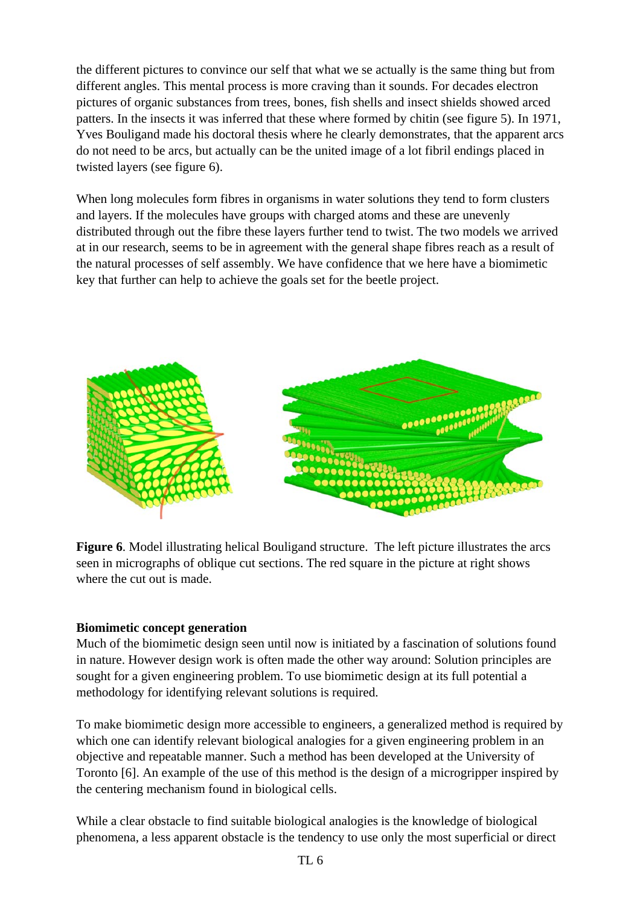the different pictures to convince our self that what we se actually is the same thing but from different angles. This mental process is more craving than it sounds. For decades electron pictures of organic substances from trees, bones, fish shells and insect shields showed arced patters. In the insects it was inferred that these where formed by chitin (see figure 5). In 1971, Yves Bouligand made his doctoral thesis where he clearly demonstrates, that the apparent arcs do not need to be arcs, but actually can be the united image of a lot fibril endings placed in twisted layers (see figure 6).

When long molecules form fibres in organisms in water solutions they tend to form clusters and layers. If the molecules have groups with charged atoms and these are unevenly distributed through out the fibre these layers further tend to twist. The two models we arrived at in our research, seems to be in agreement with the general shape fibres reach as a result of the natural processes of self assembly. We have confidence that we here have a biomimetic key that further can help to achieve the goals set for the beetle project.

**Figure 6**. Model illustrating helical Bouligand structure. The left picture illustrates the arcs seen in micrographs of oblique cut sections. The red square in the picture at right shows where the cut out is made.

**Biomimetic concept generation**

Much of the biomimetic design seen until now is initiated by a fascination of solutions found in nature. However design work is often made the other way around: Solution principles are sought for a given engineering problem. To use biomimetic design at its full potential a methodology for identifying relevant solutions is required.

To make biomimetic design more accessible to engineers, a generalized method is required by which one can identify relevant biological analogies for a given engineering problem in an objective and repeatable manner. Such a method has been developed at the University of Toronto [6]. An example of the use of this method is the design of a microgripper inspired by the centering mechanism found in biological cells.

While a clear obstacle to find suitable biological analogies is the knowledge of biological phenomena, a less apparent obstacle is the tendency to use only the most superficial or direct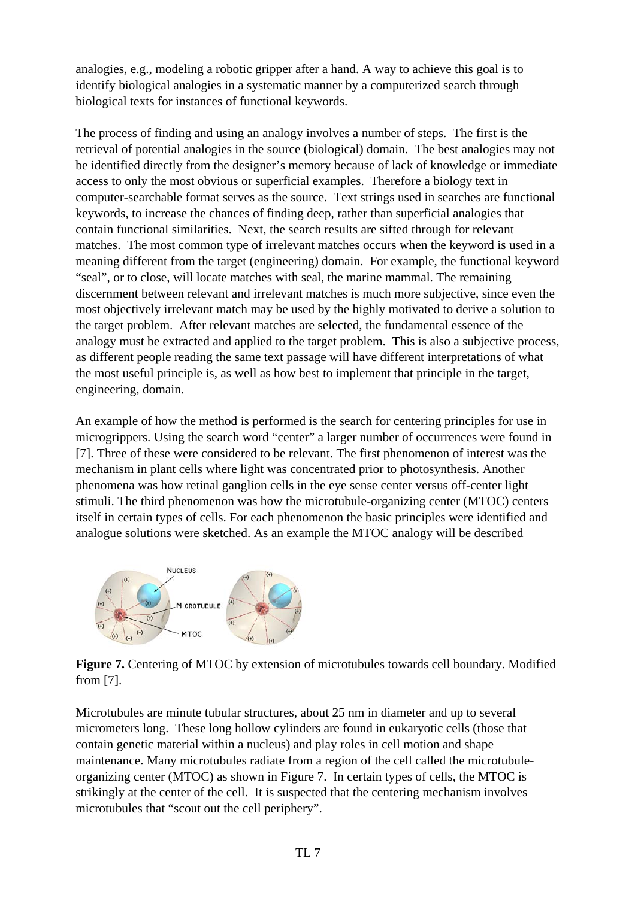analogies, e.g., modeling a robotic gripper after a hand. A way to achieve this goal is to identify biological analogies in a systematic manner by a computerized search through biological texts for instances of functional keywords.

The process of finding and using an analogy involves a number of steps. The first is the retrieval of potential analogies in the source (biological) domain. The best analogies may not be identified directly from the designer's memory because of lack of knowledge or immediate access to only the most obvious or superficial examples. Therefore a biology text in computer-searchable format serves as the source. Text strings used in searches are functional keywords, to increase the chances of finding deep, rather than superficial analogies that contain functional similarities. Next, the search results are sifted through for relevant matches. The most common type of irrelevant matches occurs when the keyword is used in a meaning different from the target (engineering) domain. For example, the functional keyword "seal", or to close, will locate matches with seal, the marine mammal. The remaining discernment between relevant and irrelevant matches is much more subjective, since even the most objectively irrelevant match may be used by the highly motivated to derive a solution to the target problem. After relevant matches are selected, the fundamental essence of the analogy must be extracted and applied to the target problem. This is also a subjective process, as different people reading the same text passage will have different interpretations of what the most useful principle is, as well as how best to implement that principle in the target, engineering, domain.

An example of how the method is performed is the search for centering principles for use in microgrippers. Using the search word "center" a larger number of occurrences were found in [7]. Three of these were considered to be relevant. The first phenomenon of interest was the mechanism in plant cells where light was concentrated prior to photosynthesis. Another phenomena was how retinal ganglion cells in the eye sense center versus off-center light stimuli. The third phenomenon was how the microtubule-organizing center (MTOC) centers itself in certain types of cells. For each phenomenon the basic principles were identified and analogue solutions were sketched. As an example the MTOC analogy will be described

**Figure 7.** Centering of MTOC by extension of microtubules towards cell boundary. Modified from [7].

Microtubules are minute tubular structures, about 25 nm in diameter and up to several micrometers long. These long hollow cylinders are found in eukaryotic cells (those that contain genetic material within a nucleus) and play roles in cell motion and shape maintenance. Many microtubules radiate from a region of the cell called the microtubule-organizing center (MTOC) as shown in Figure 7. In certain types of cells, the MTOC is strikingly at the center of the cell. It is suspected that the centering mechanism involves microtubules that "scout out the cell periphery".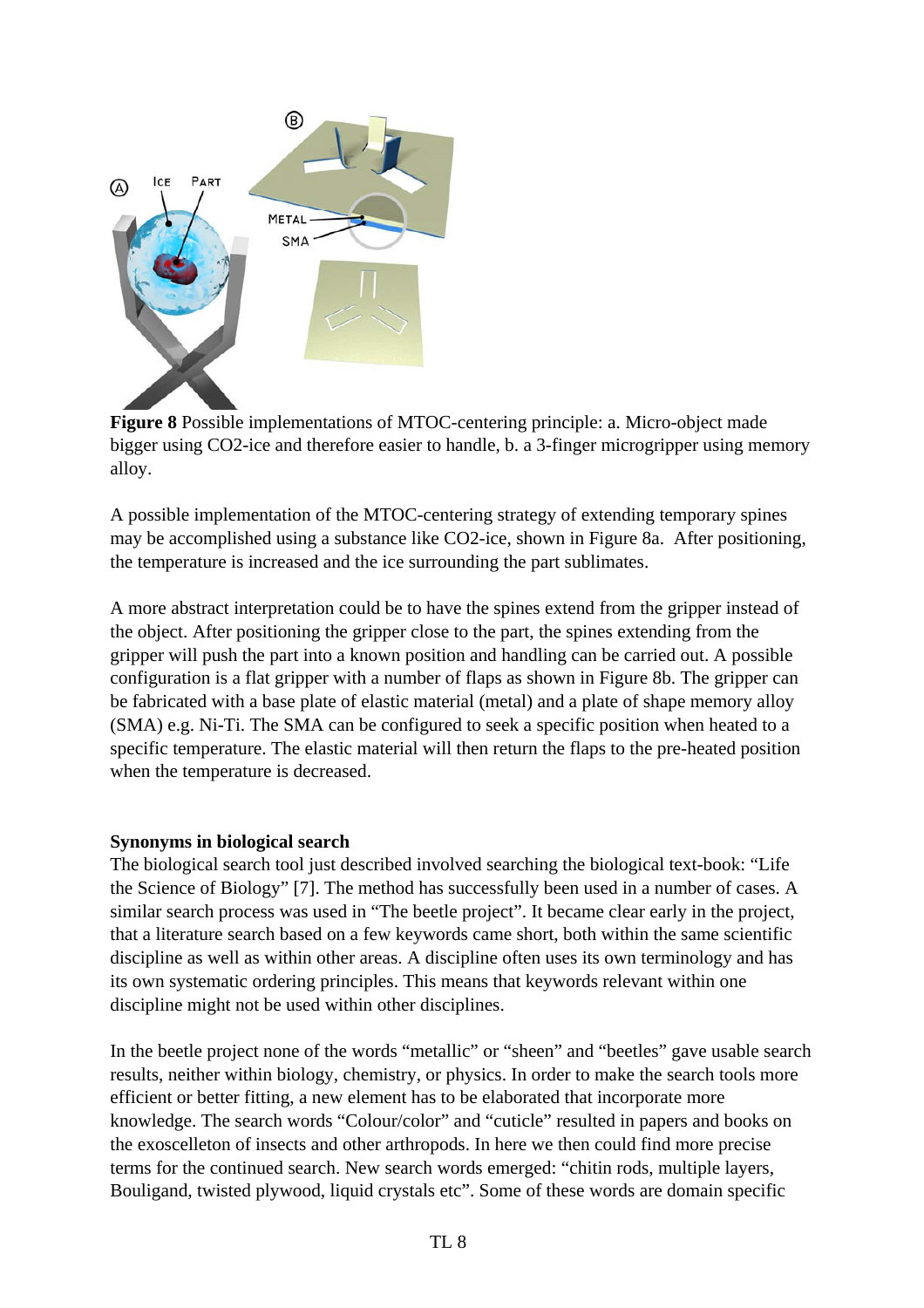**Figure 8** Possible implementations of MTOC-centering principle: a. Micro-object made bigger using CO2-ice and therefore easier to handle, b. a 3-finger microgripper using memory alloy.

A possible implementation of the MTOC-centering strategy of extending temporary spines may be accomplished using a substance like CO2-ice, shown in Figure 8a. After positioning, the temperature is increased and the ice surrounding the part sublimates.

A more abstract interpretation could be to have the spines extend from the gripper instead of the object. After positioning the gripper close to the part, the spines extending from the gripper will push the part into a known position and handling can be carried out. A possible configuration is a flat gripper with a number of flaps as shown in Figure 8b. The gripper can be fabricated with a base plate of elastic material (metal) and a plate of shape memory alloy (SMA) e.g. Ni-Ti. The SMA can be configured to seek a specific position when heated to a specific temperature. The elastic material will then return the flaps to the pre-heated position when the temperature is decreased.

**Synonyms in biological search**

The biological search tool just described involved searching the biological text-book: "Life the Science of Biology" [7]. The method has successfully been used in a number of cases. A similar search process was used in "The beetle project". It became clear early in the project, that a literature search based on a few keywords came short, both within the same scientific discipline as well as within other areas. A discipline often uses its own terminology and has its own systematic ordering principles. This means that keywords relevant within one discipline might not be used within other disciplines.

In the beetle project none of the words "metallic" or "sheen" and "beetles" gave usable search results, neither within biology, chemistry, or physics. In order to make the search tools more efficient or better fitting, a new element has to be elaborated that incorporate more knowledge. The search words "Colour/color" and "cuticle" resulted in papers and books on the exoscelleton of insects and other arthropods. In here we then could find more precise terms for the continued search. New search words emerged: "chitin rods, multiple layers, Bouligand, twisted plywood, liquid crystals etc". Some of these words are domain specific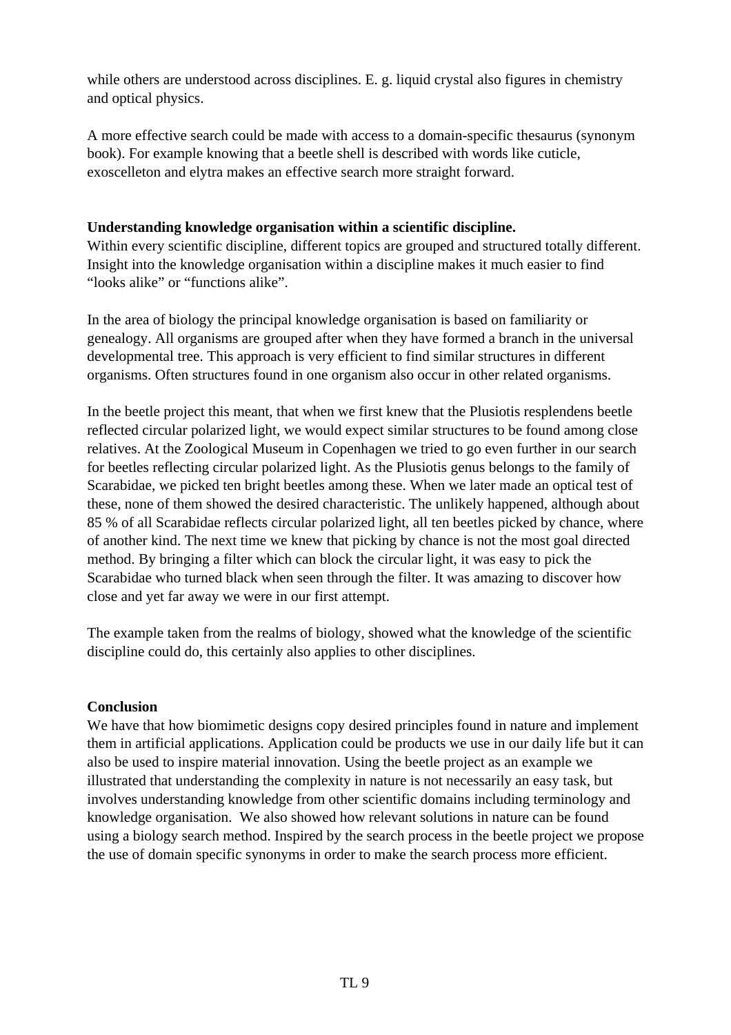while others are understood across disciplines. E. g. liquid crystal also figures in chemistry and optical physics.

A more effective search could be made with access to a domain-specific thesaurus (synonym book). For example knowing that a beetle shell is described with words like cuticle, exoscelleton and elytra makes an effective search more straight forward.

**Understanding knowledge organisation within a scientific discipline.**

Within every scientific discipline, different topics are grouped and structured totally different. Insight into the knowledge organisation within a discipline makes it much easier to find "looks alike" or "functions alike".

In the area of biology the principal knowledge organisation is based on familiarity or genealogy. All organisms are grouped after when they have formed a branch in the universal developmental tree. This approach is very efficient to find similar structures in different organisms. Often structures found in one organism also occur in other related organisms.

In the beetle project this meant, that when we first knew that the Plusiotis resplendens beetle reflected circular polarized light, we would expect similar structures to be found among close relatives. At the Zoological Museum in Copenhagen we tried to go even further in our search for beetles reflecting circular polarized light. As the Plusiotis genus belongs to the family of Scarabidae, we picked ten bright beetles among these. When we later made an optical test of these, none of them showed the desired characteristic. The unlikely happened, although about 85 % of all Scarabidae reflects circular polarized light, all ten beetles picked by chance, where of another kind. The next time we knew that picking by chance is not the most goal directed method. By bringing a filter which can block the circular light, it was easy to pick the Scarabidae who turned black when seen through the filter. It was amazing to discover how close and yet far away we were in our first attempt.

The example taken from the realms of biology, showed what the knowledge of the scientific discipline could do, this certainly also applies to other disciplines.

**Conclusion**

We have that how biomimetic designs copy desired principles found in nature and implement them in artificial applications. Application could be products we use in our daily life but it can also be used to inspire material innovation. Using the beetle project as an example we illustrated that understanding the complexity in nature is not necessarily an easy task, but involves understanding knowledge from other scientific domains including terminology and knowledge organisation. We also showed how relevant solutions in nature can be found using a biology search method. Inspired by the search process in the beetle project we propose the use of domain specific synonyms in order to make the search process more efficient.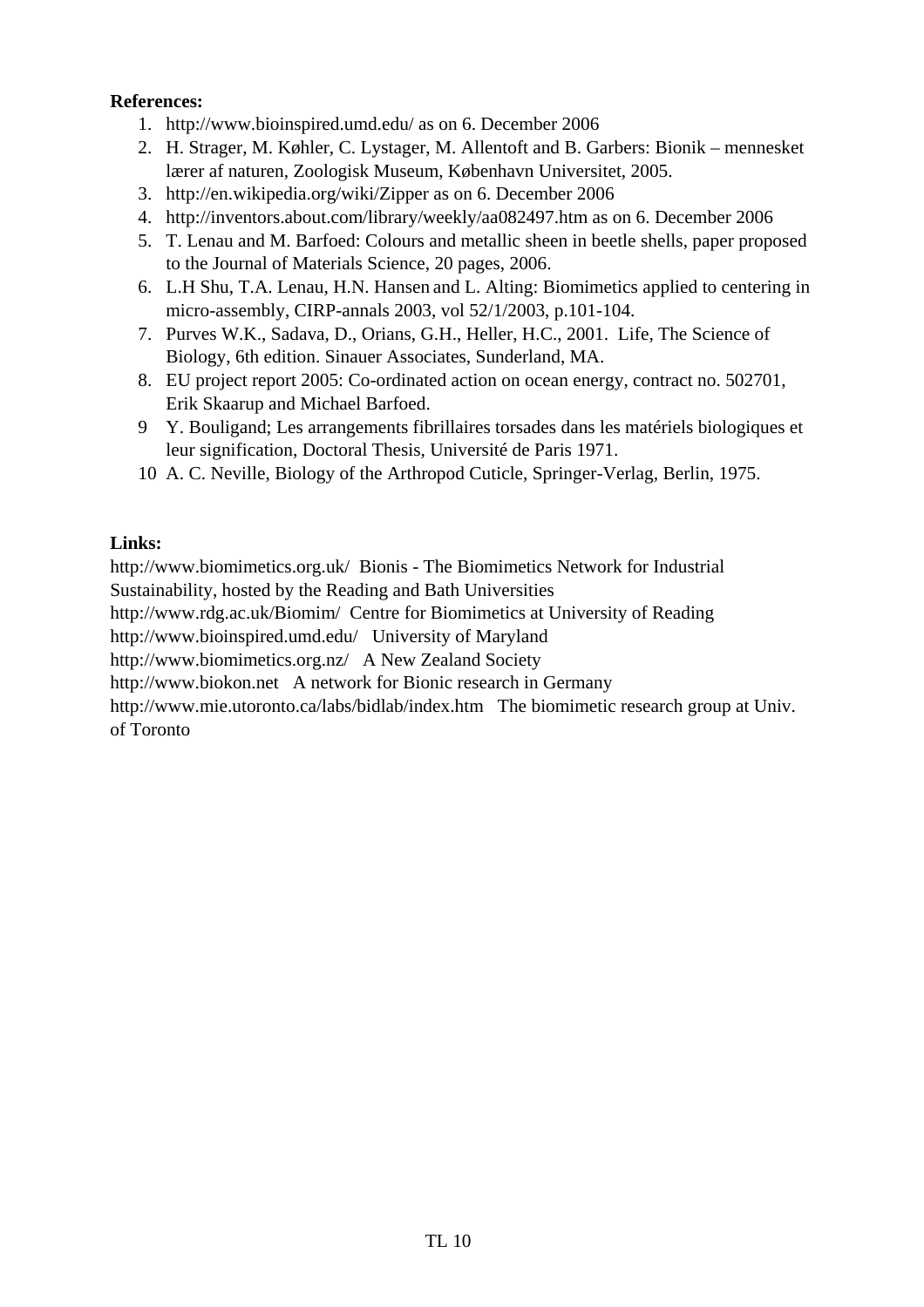**References:**

1. http://www.bioinspired.umd.edu/ as on 6. December 2006
2. H. Strager, M. Køhler, C. Lystager, M. Allentoft and B. Garbers: Bionik – mennesket lærer af naturen, Zoologisk Museum, København Universitet, 2005.
3. http://en.wikipedia.org/wiki/Zipper as on 6. December 2006
4. http://inventors.about.com/library/weekly/aa082497.htm as on 6. December 2006
5. T. Lenau and M. Barfoed: Colours and metallic sheen in beetle shells, paper proposed to the Journal of Materials Science, 20 pages, 2006.
6. L.H Shu, T.A. Lenau, H.N. Hansen and L. Alting: Biomimetics applied to centering in micro-assembly, CIRP-annals 2003, vol 52/1/2003, p.101-104.
7. Purves W.K., Sadava, D., Orians, G.H., Heller, H.C., 2001. Life, The Science of Biology, 6th edition. Sinauer Associates, Sunderland, MA.
8. EU project report 2005: Co-ordinated action on ocean energy, contract no. 502701, Erik Skaarup and Michael Barfoed.
9. Y. Bouligand; Les arrangements fibrillaires torsades dans les matériels biologiques et leur signification, Doctoral Thesis, Université de Paris 1971.
10. A. C. Neville, Biology of the Arthropod Cuticle, Springer-Verlag, Berlin, 1975.

**Links:**

http://www.biomimetics.org.uk/ Bionis - The Biomimetics Network for Industrial Sustainability, hosted by the Reading and Bath Universities
http://www.rdg.ac.uk/Biomim/ Centre for Biomimetics at University of Reading
http://www.bioinspired.umd.edu/ University of Maryland
http://www.biomimetics.org.nz/ A New Zealand Society
http://www.biokon.net A network for Bionic research in Germany
http://www.mie.utoronto.ca/labs/bidlab/index.htm The biomimetic research group at Univ. of Toronto